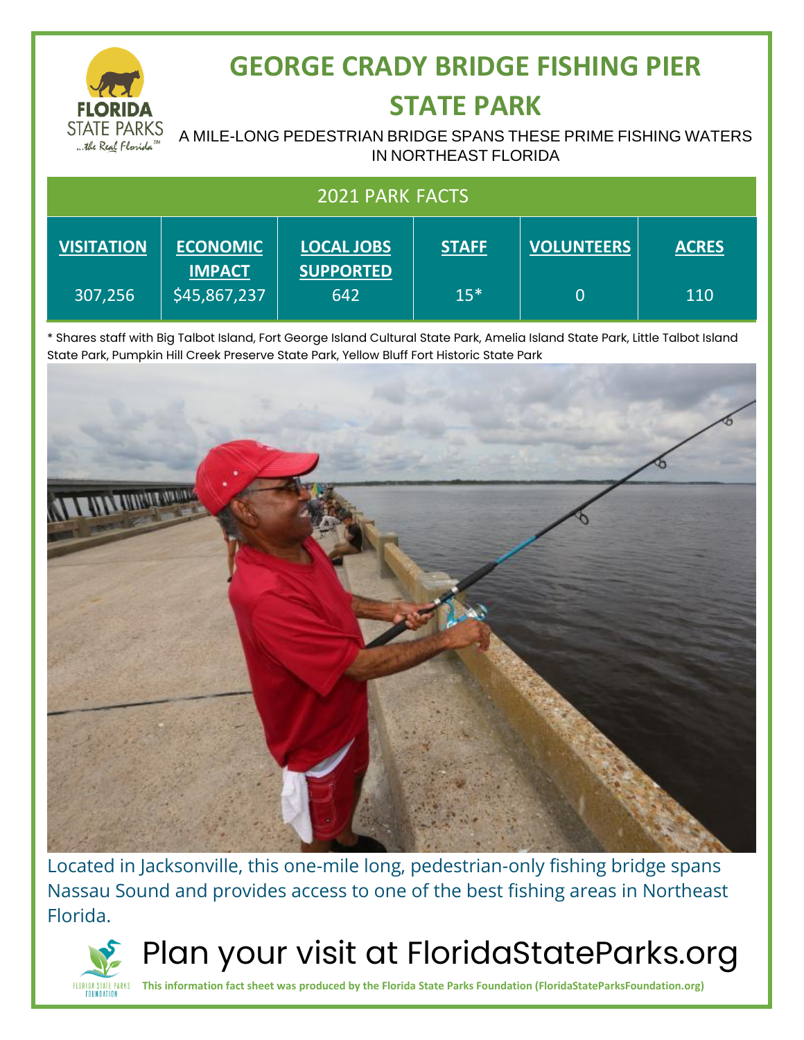# GEORGE CRADY BRIDGE FISHING PIER STATE PARK

A MILE-LONG PEDESTRIAN BRIDGE SPANS THESE PRIME FISHING WATERS IN NORTHEAST FLORIDA

## 2021 PARK FACTS

| VISITATION | ECONOMIC IMPACT | LOCAL JOBS SUPPORTED | STAFF | VOLUNTEERS | ACRES |
|---|---|---|---|---|---|
| 307,256 | $45,867,237 | 642 | 15* | 0 | 110 |

* Shares staff with Big Talbot Island, Fort George Island Cultural State Park, Amelia Island State Park, Little Talbot Island State Park, Pumpkin Hill Creek Preserve State Park, Yellow Bluff Fort Historic State Park

Located in Jacksonville, this one-mile long, pedestrian-only fishing bridge spans Nassau Sound and provides access to one of the best fishing areas in Northeast Florida.

Plan your visit at FloridaStateParks.org

**This information fact sheet was produced by the Florida State Parks Foundation (FloridaStateParksFoundation.org)**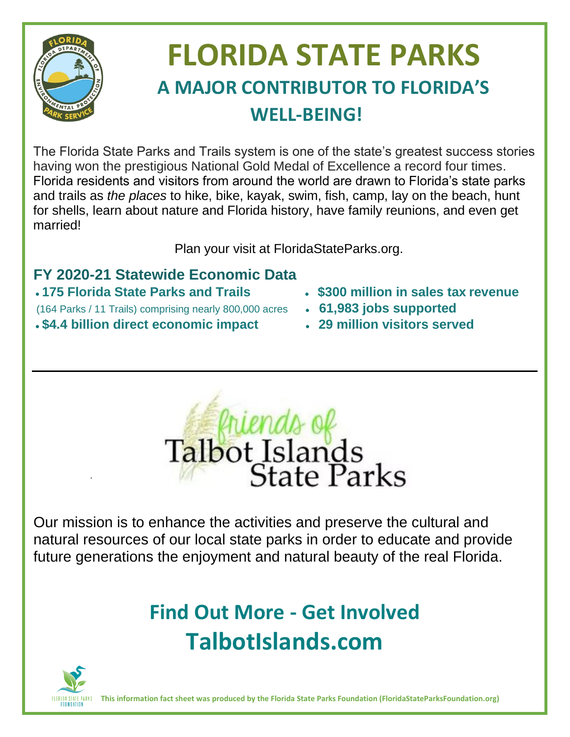# FLORIDA STATE PARKS

## A MAJOR CONTRIBUTOR TO FLORIDA'S WELL-BEING!

The Florida State Parks and Trails system is one of the state's greatest success stories having won the prestigious National Gold Medal of Excellence a record four times. Florida residents and visitors from around the world are drawn to Florida's state parks and trails as *the places* to hike, bike, kayak, swim, fish, camp, lay on the beach, hunt for shells, learn about nature and Florida history, have family reunions, and even get married!

Plan your visit at FloridaStateParks.org.

### FY 2020-21 Statewide Economic Data

- **175 Florida State Parks and Trails**
  (164 Parks / 11 Trails) comprising nearly 800,000 acres
- **$4.4 billion direct economic impact**
- **$300 million in sales tax revenue**
- **61,983 jobs supported**
- **29 million visitors served**

---

friends of Talbot Islands State Parks

Our mission is to enhance the activities and preserve the cultural and natural resources of our local state parks in order to educate and provide future generations the enjoyment and natural beauty of the real Florida.

## Find Out More - Get Involved

## TalbotIslands.com

**This information fact sheet was produced by the Florida State Parks Foundation (FloridaStateParksFoundation.org)**